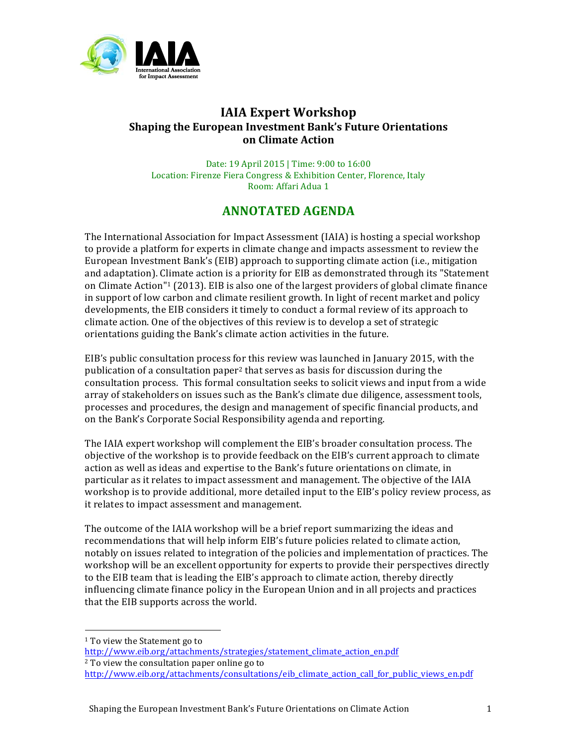# IAIA Expert Workshop

## Shaping the European Investment Bank's Future Orientations on Climate Action

Date: 19 April 2015 | Time: 9:00 to 16:00
Location: Firenze Fiera Congress & Exhibition Center, Florence, Italy
Room: Affari Adua 1

## ANNOTATED AGENDA

The International Association for Impact Assessment (IAIA) is hosting a special workshop to provide a platform for experts in climate change and impacts assessment to review the European Investment Bank's (EIB) approach to supporting climate action (i.e., mitigation and adaptation). Climate action is a priority for EIB as demonstrated through its "Statement on Climate Action"[1] (2013). EIB is also one of the largest providers of global climate finance in support of low carbon and climate resilient growth. In light of recent market and policy developments, the EIB considers it timely to conduct a formal review of its approach to climate action. One of the objectives of this review is to develop a set of strategic orientations guiding the Bank's climate action activities in the future.

EIB's public consultation process for this review was launched in January 2015, with the publication of a consultation paper[2] that serves as basis for discussion during the consultation process. This formal consultation seeks to solicit views and input from a wide array of stakeholders on issues such as the Bank's climate due diligence, assessment tools, processes and procedures, the design and management of specific financial products, and on the Bank's Corporate Social Responsibility agenda and reporting.

The IAIA expert workshop will complement the EIB's broader consultation process. The objective of the workshop is to provide feedback on the EIB's current approach to climate action as well as ideas and expertise to the Bank's future orientations on climate, in particular as it relates to impact assessment and management. The objective of the IAIA workshop is to provide additional, more detailed input to the EIB's policy review process, as it relates to impact assessment and management.

The outcome of the IAIA workshop will be a brief report summarizing the ideas and recommendations that will help inform EIB's future policies related to climate action, notably on issues related to integration of the policies and implementation of practices. The workshop will be an excellent opportunity for experts to provide their perspectives directly to the EIB team that is leading the EIB's approach to climate action, thereby directly influencing climate finance policy in the European Union and in all projects and practices that the EIB supports across the world.

---

[1] To view the Statement go to http://www.eib.org/attachments/strategies/statement_climate_action_en.pdf

[2] To view the consultation paper online go to http://www.eib.org/attachments/consultations/eib_climate_action_call_for_public_views_en.pdf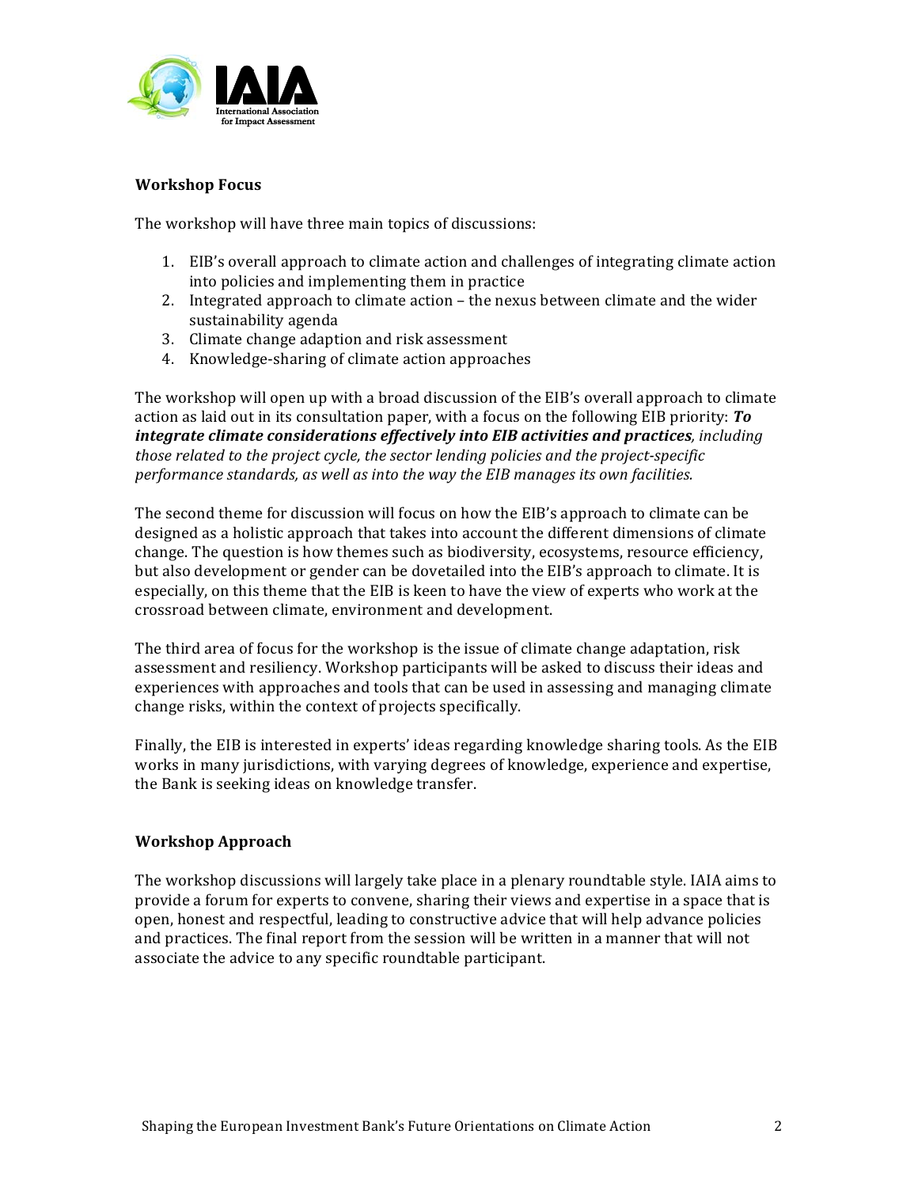## Workshop Focus

The workshop will have three main topics of discussions:

1. EIB's overall approach to climate action and challenges of integrating climate action into policies and implementing them in practice
2. Integrated approach to climate action – the nexus between climate and the wider sustainability agenda
3. Climate change adaption and risk assessment
4. Knowledge-sharing of climate action approaches

The workshop will open up with a broad discussion of the EIB's overall approach to climate action as laid out in its consultation paper, with a focus on the following EIB priority: ***To integrate climate considerations effectively into EIB activities and practices****, including those related to the project cycle, the sector lending policies and the project-specific performance standards, as well as into the way the EIB manages its own facilities.*

The second theme for discussion will focus on how the EIB's approach to climate can be designed as a holistic approach that takes into account the different dimensions of climate change. The question is how themes such as biodiversity, ecosystems, resource efficiency, but also development or gender can be dovetailed into the EIB's approach to climate. It is especially, on this theme that the EIB is keen to have the view of experts who work at the crossroad between climate, environment and development.

The third area of focus for the workshop is the issue of climate change adaptation, risk assessment and resiliency. Workshop participants will be asked to discuss their ideas and experiences with approaches and tools that can be used in assessing and managing climate change risks, within the context of projects specifically.

Finally, the EIB is interested in experts' ideas regarding knowledge sharing tools. As the EIB works in many jurisdictions, with varying degrees of knowledge, experience and expertise, the Bank is seeking ideas on knowledge transfer.

## Workshop Approach

The workshop discussions will largely take place in a plenary roundtable style. IAIA aims to provide a forum for experts to convene, sharing their views and expertise in a space that is open, honest and respectful, leading to constructive advice that will help advance policies and practices. The final report from the session will be written in a manner that will not associate the advice to any specific roundtable participant.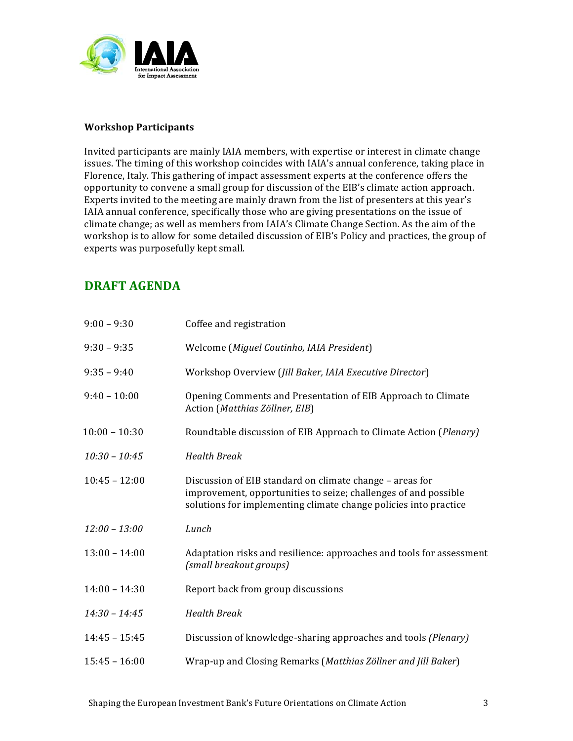**Workshop Participants**

Invited participants are mainly IAIA members, with expertise or interest in climate change issues. The timing of this workshop coincides with IAIA's annual conference, taking place in Florence, Italy. This gathering of impact assessment experts at the conference offers the opportunity to convene a small group for discussion of the EIB's climate action approach. Experts invited to the meeting are mainly drawn from the list of presenters at this year's IAIA annual conference, specifically those who are giving presentations on the issue of climate change; as well as members from IAIA's Climate Change Section. As the aim of the workshop is to allow for some detailed discussion of EIB's Policy and practices, the group of experts was purposefully kept small.

## DRAFT AGENDA

| | |
|---|---|
| 9:00 – 9:30 | Coffee and registration |
| 9:30 – 9:35 | Welcome (*Miguel Coutinho, IAIA President*) |
| 9:35 – 9:40 | Workshop Overview (*Jill Baker, IAIA Executive Director*) |
| 9:40 – 10:00 | Opening Comments and Presentation of EIB Approach to Climate Action (*Matthias Zöllner, EIB*) |
| 10:00 – 10:30 | Roundtable discussion of EIB Approach to Climate Action (*Plenary)* |
| *10:30 – 10:45* | *Health Break* |
| 10:45 – 12:00 | Discussion of EIB standard on climate change – areas for improvement, opportunities to seize; challenges of and possible solutions for implementing climate change policies into practice |
| *12:00 – 13:00* | *Lunch* |
| 13:00 – 14:00 | Adaptation risks and resilience: approaches and tools for assessment *(small breakout groups)* |
| 14:00 – 14:30 | Report back from group discussions |
| *14:30 – 14:45* | *Health Break* |
| 14:45 – 15:45 | Discussion of knowledge-sharing approaches and tools *(Plenary)* |
| 15:45 – 16:00 | Wrap-up and Closing Remarks (*Matthias Zöllner and Jill Baker*) |